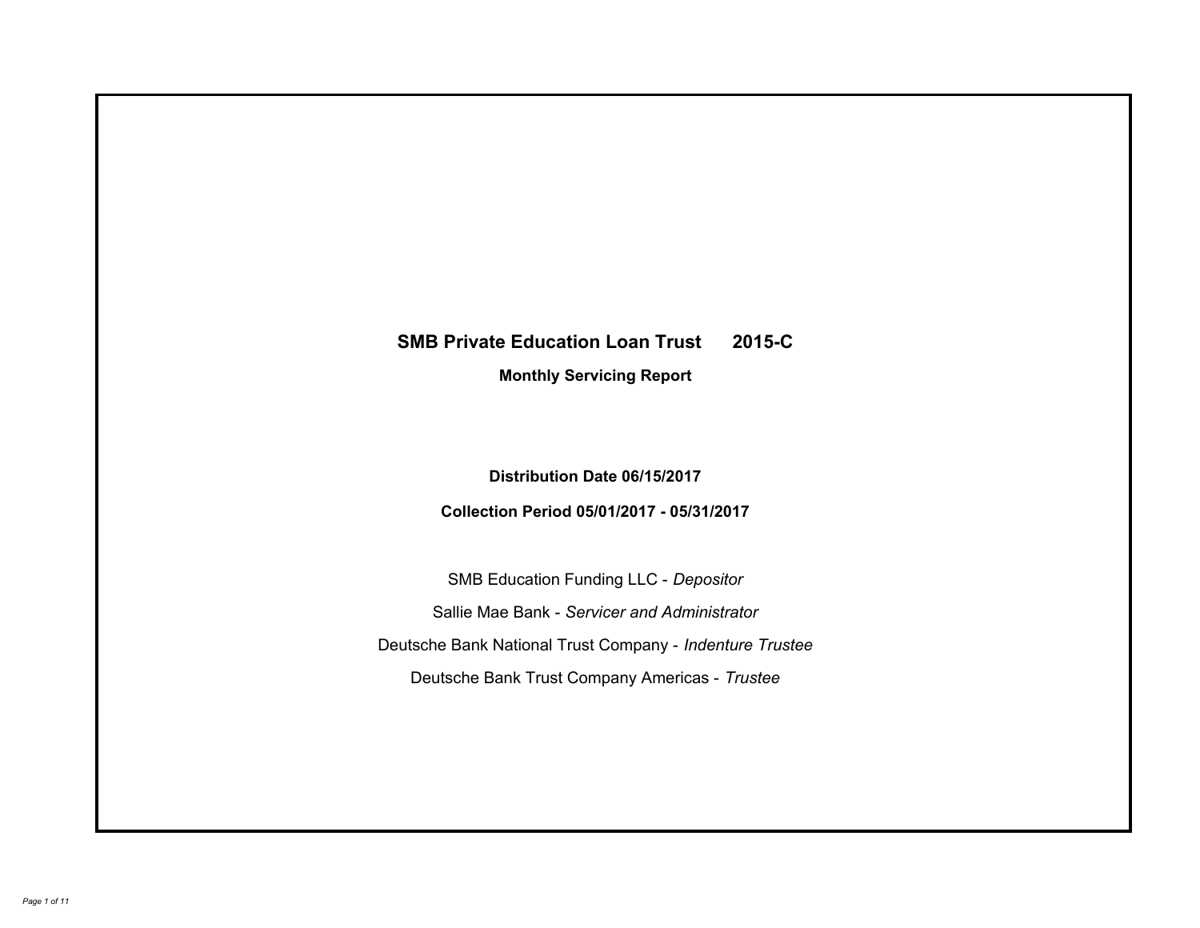# SMB Private Education Loan Trust 2015-C

## Monthly Servicing Report

**Distribution Date 06/15/2017**

**Collection Period 05/01/2017 - 05/31/2017**

SMB Education Funding LLC - *Depositor*

Sallie Mae Bank - *Servicer and Administrator*

Deutsche Bank National Trust Company - *Indenture Trustee*

Deutsche Bank Trust Company Americas - *Trustee*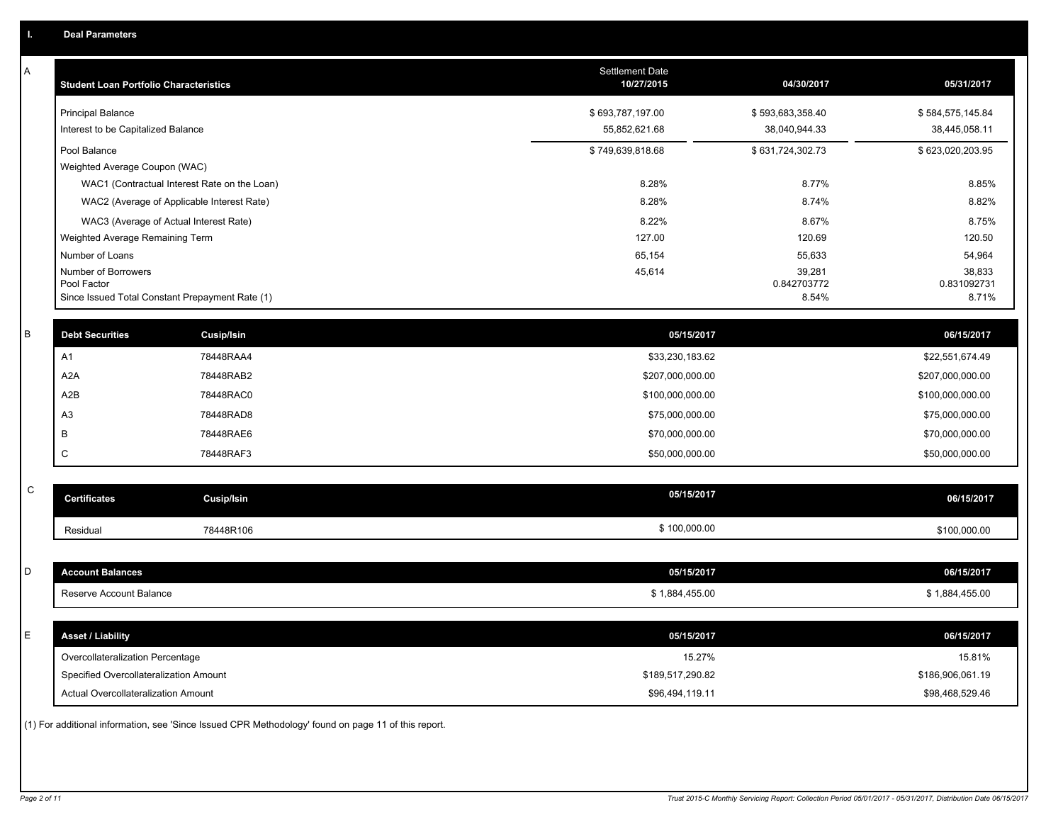## I. Deal Parameters

### A

| Student Loan Portfolio Characteristics | Settlement Date 10/27/2015 | 04/30/2017 | 05/31/2017 |
|---|---|---|---|
| Principal Balance | $ 693,787,197.00 | $ 593,683,358.40 | $ 584,575,145.84 |
| Interest to be Capitalized Balance | 55,852,621.68 | 38,040,944.33 | 38,445,058.11 |
| Pool Balance | $ 749,639,818.68 | $ 631,724,302.73 | $ 623,020,203.95 |
| Weighted Average Coupon (WAC) | | | |
| WAC1 (Contractual Interest Rate on the Loan) | 8.28% | 8.77% | 8.85% |
| WAC2 (Average of Applicable Interest Rate) | 8.28% | 8.74% | 8.82% |
| WAC3 (Average of Actual Interest Rate) | 8.22% | 8.67% | 8.75% |
| Weighted Average Remaining Term | 127.00 | 120.69 | 120.50 |
| Number of Loans | 65,154 | 55,633 | 54,964 |
| Number of Borrowers | 45,614 | 39,281 | 38,833 |
| Pool Factor | | 0.842703772 | 0.831092731 |
| Since Issued Total Constant Prepayment Rate (1) | | 8.54% | 8.71% |

### B

| Debt Securities | Cusip/Isin | 05/15/2017 | 06/15/2017 |
|---|---|---|---|
| A1 | 78448RAA4 | $33,230,183.62 | $22,551,674.49 |
| A2A | 78448RAB2 | $207,000,000.00 | $207,000,000.00 |
| A2B | 78448RAC0 | $100,000,000.00 | $100,000,000.00 |
| A3 | 78448RAD8 | $75,000,000.00 | $75,000,000.00 |
| B | 78448RAE6 | $70,000,000.00 | $70,000,000.00 |
| C | 78448RAF3 | $50,000,000.00 | $50,000,000.00 |

### C

| Certificates | Cusip/Isin | 05/15/2017 | 06/15/2017 |
|---|---|---|---|
| Residual | 78448R106 | $ 100,000.00 | $100,000.00 |

### D

| Account Balances | 05/15/2017 | 06/15/2017 |
|---|---|---|
| Reserve Account Balance | $ 1,884,455.00 | $ 1,884,455.00 |

### E

| Asset / Liability | 05/15/2017 | 06/15/2017 |
|---|---|---|
| Overcollateralization Percentage | 15.27% | 15.81% |
| Specified Overcollateralization Amount | $189,517,290.82 | $186,906,061.19 |
| Actual Overcollateralization Amount | $96,494,119.11 | $98,468,529.46 |

(1) For additional information, see 'Since Issued CPR Methodology' found on page 11 of this report.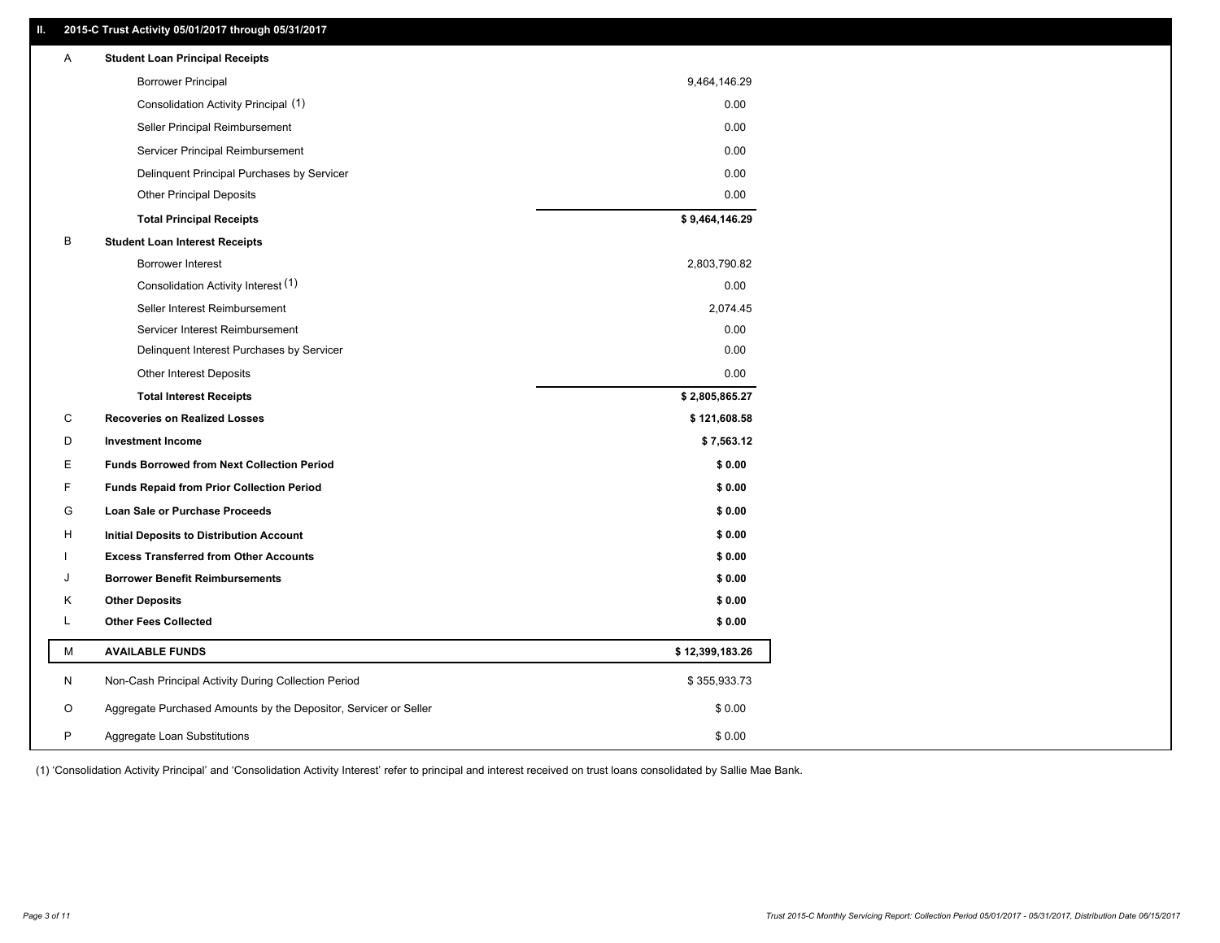## II. 2015-C Trust Activity 05/01/2017 through 05/31/2017

| | | |
|---|---|---|
| A | **Student Loan Principal Receipts** | |
| | Borrower Principal | 9,464,146.29 |
| | Consolidation Activity Principal (1) | 0.00 |
| | Seller Principal Reimbursement | 0.00 |
| | Servicer Principal Reimbursement | 0.00 |
| | Delinquent Principal Purchases by Servicer | 0.00 |
| | Other Principal Deposits | 0.00 |
| | **Total Principal Receipts** | **$ 9,464,146.29** |
| B | **Student Loan Interest Receipts** | |
| | Borrower Interest | 2,803,790.82 |
| | Consolidation Activity Interest (1) | 0.00 |
| | Seller Interest Reimbursement | 2,074.45 |
| | Servicer Interest Reimbursement | 0.00 |
| | Delinquent Interest Purchases by Servicer | 0.00 |
| | Other Interest Deposits | 0.00 |
| | **Total Interest Receipts** | **$ 2,805,865.27** |
| C | **Recoveries on Realized Losses** | **$ 121,608.58** |
| D | **Investment Income** | **$ 7,563.12** |
| E | **Funds Borrowed from Next Collection Period** | **$ 0.00** |
| F | **Funds Repaid from Prior Collection Period** | **$ 0.00** |
| G | **Loan Sale or Purchase Proceeds** | **$ 0.00** |
| H | **Initial Deposits to Distribution Account** | **$ 0.00** |
| I | **Excess Transferred from Other Accounts** | **$ 0.00** |
| J | **Borrower Benefit Reimbursements** | **$ 0.00** |
| K | **Other Deposits** | **$ 0.00** |
| L | **Other Fees Collected** | **$ 0.00** |
| M | **AVAILABLE FUNDS** | **$ 12,399,183.26** |
| N | Non-Cash Principal Activity During Collection Period | $ 355,933.73 |
| O | Aggregate Purchased Amounts by the Depositor, Servicer or Seller | $ 0.00 |
| P | Aggregate Loan Substitutions | $ 0.00 |

(1) 'Consolidation Activity Principal' and 'Consolidation Activity Interest' refer to principal and interest received on trust loans consolidated by Sallie Mae Bank.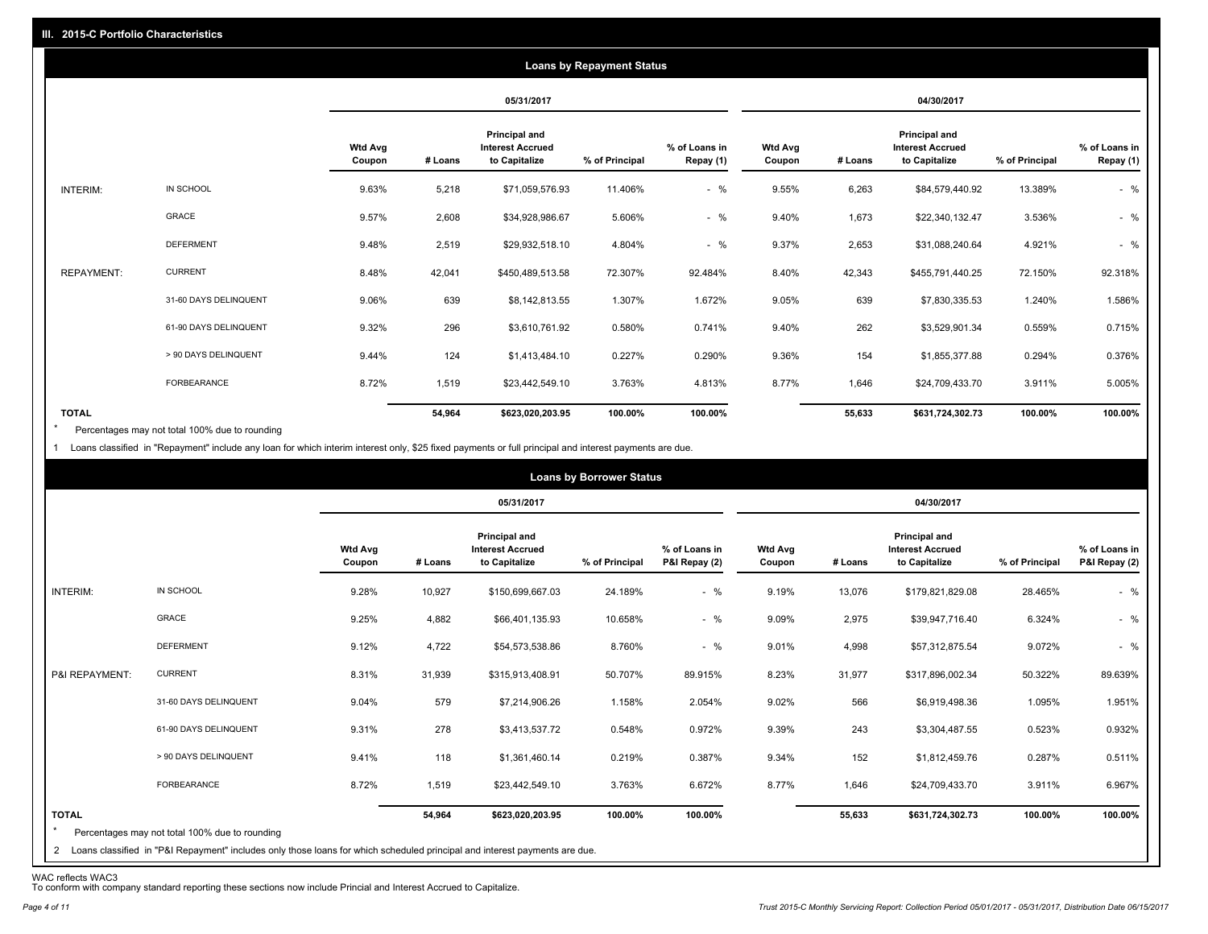## III. 2015-C Portfolio Characteristics

### Loans by Repayment Status

| | | 05/31/2017 | | | | | 04/30/2017 | | | | |
|---|---|---|---|---|---|---|---|---|---|---|---|
| | | Wtd Avg Coupon | # Loans | Principal and Interest Accrued to Capitalize | % of Principal | % of Loans in Repay (1) | Wtd Avg Coupon | # Loans | Principal and Interest Accrued to Capitalize | % of Principal | % of Loans in Repay (1) |
| INTERIM: | IN SCHOOL | 9.63% | 5,218 | $71,059,576.93 | 11.406% | - % | 9.55% | 6,263 | $84,579,440.92 | 13.389% | - % |
| | GRACE | 9.57% | 2,608 | $34,928,986.67 | 5.606% | - % | 9.40% | 1,673 | $22,340,132.47 | 3.536% | - % |
| | DEFERMENT | 9.48% | 2,519 | $29,932,518.10 | 4.804% | - % | 9.37% | 2,653 | $31,088,240.64 | 4.921% | - % |
| REPAYMENT: | CURRENT | 8.48% | 42,041 | $450,489,513.58 | 72.307% | 92.484% | 8.40% | 42,343 | $455,791,440.25 | 72.150% | 92.318% |
| | 31-60 DAYS DELINQUENT | 9.06% | 639 | $8,142,813.55 | 1.307% | 1.672% | 9.05% | 639 | $7,830,335.53 | 1.240% | 1.586% |
| | 61-90 DAYS DELINQUENT | 9.32% | 296 | $3,610,761.92 | 0.580% | 0.741% | 9.40% | 262 | $3,529,901.34 | 0.559% | 0.715% |
| | > 90 DAYS DELINQUENT | 9.44% | 124 | $1,413,484.10 | 0.227% | 0.290% | 9.36% | 154 | $1,855,377.88 | 0.294% | 0.376% |
| | FORBEARANCE | 8.72% | 1,519 | $23,442,549.10 | 3.763% | 4.813% | 8.77% | 1,646 | $24,709,433.70 | 3.911% | 5.005% |
| TOTAL | | | 54,964 | $623,020,203.95 | 100.00% | 100.00% | | 55,633 | $631,724,302.73 | 100.00% | 100.00% |

* Percentages may not total 100% due to rounding

1 Loans classified in "Repayment" include any loan for which interim interest only, $25 fixed payments or full principal and interest payments are due.

### Loans by Borrower Status

| | | 05/31/2017 | | | | | 04/30/2017 | | | | |
|---|---|---|---|---|---|---|---|---|---|---|---|
| | | Wtd Avg Coupon | # Loans | Principal and Interest Accrued to Capitalize | % of Principal | % of Loans in P&I Repay (2) | Wtd Avg Coupon | # Loans | Principal and Interest Accrued to Capitalize | % of Principal | % of Loans in P&I Repay (2) |
| INTERIM: | IN SCHOOL | 9.28% | 10,927 | $150,699,667.03 | 24.189% | - % | 9.19% | 13,076 | $179,821,829.08 | 28.465% | - % |
| | GRACE | 9.25% | 4,882 | $66,401,135.93 | 10.658% | - % | 9.09% | 2,975 | $39,947,716.40 | 6.324% | - % |
| | DEFERMENT | 9.12% | 4,722 | $54,573,538.86 | 8.760% | - % | 9.01% | 4,998 | $57,312,875.54 | 9.072% | - % |
| P&I REPAYMENT: | CURRENT | 8.31% | 31,939 | $315,913,408.91 | 50.707% | 89.915% | 8.23% | 31,977 | $317,896,002.34 | 50.322% | 89.639% |
| | 31-60 DAYS DELINQUENT | 9.04% | 579 | $7,214,906.26 | 1.158% | 2.054% | 9.02% | 566 | $6,919,498.36 | 1.095% | 1.951% |
| | 61-90 DAYS DELINQUENT | 9.31% | 278 | $3,413,537.72 | 0.548% | 0.972% | 9.39% | 243 | $3,304,487.55 | 0.523% | 0.932% |
| | > 90 DAYS DELINQUENT | 9.41% | 118 | $1,361,460.14 | 0.219% | 0.387% | 9.34% | 152 | $1,812,459.76 | 0.287% | 0.511% |
| | FORBEARANCE | 8.72% | 1,519 | $23,442,549.10 | 3.763% | 6.672% | 8.77% | 1,646 | $24,709,433.70 | 3.911% | 6.967% |
| TOTAL | | | 54,964 | $623,020,203.95 | 100.00% | 100.00% | | 55,633 | $631,724,302.73 | 100.00% | 100.00% |

* Percentages may not total 100% due to rounding

2 Loans classified in "P&I Repayment" includes only those loans for which scheduled principal and interest payments are due.

WAC reflects WAC3
To conform with company standard reporting these sections now include Princial and Interest Accrued to Capitalize.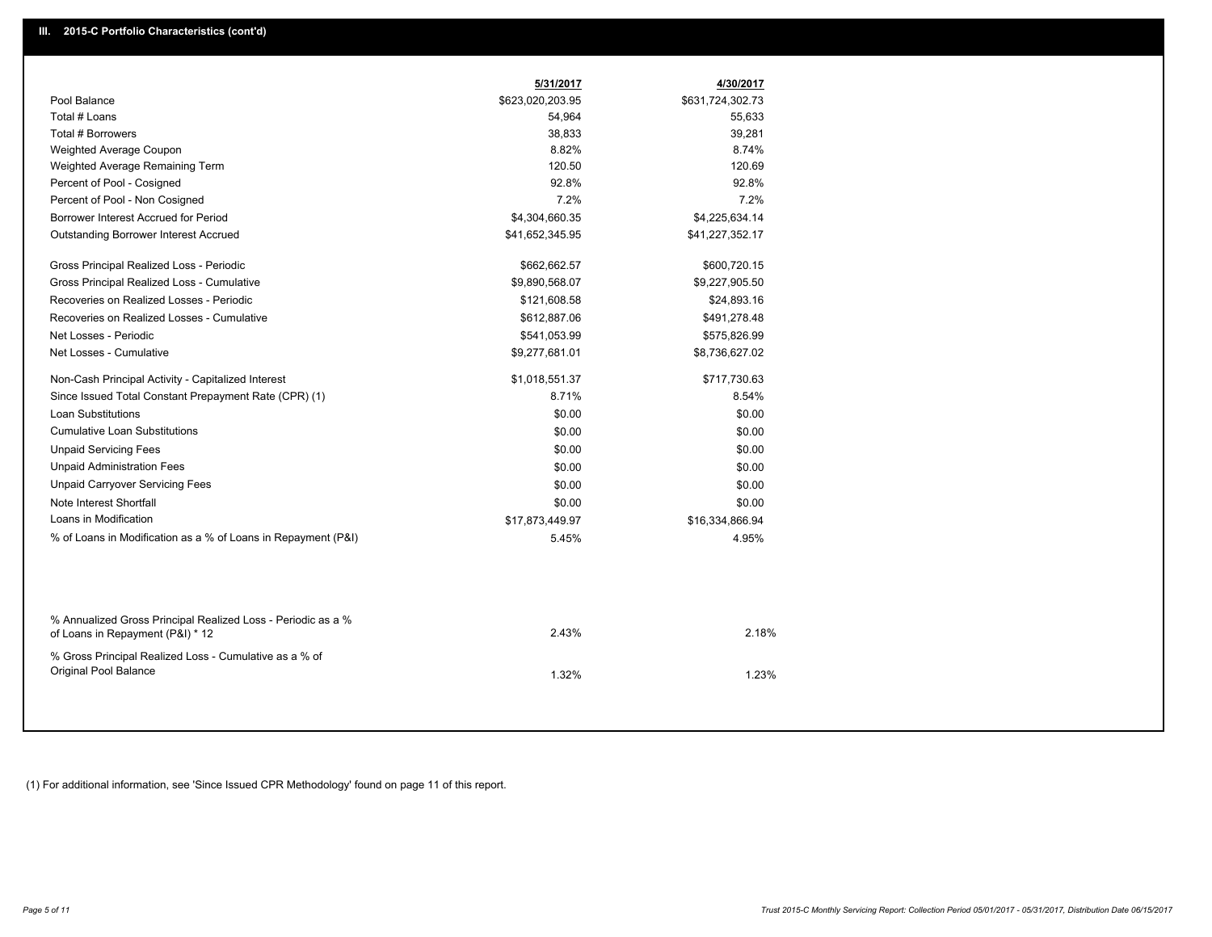## III. 2015-C Portfolio Characteristics (cont'd)

| | 5/31/2017 | 4/30/2017 |
|---|---|---|
| Pool Balance | $623,020,203.95 | $631,724,302.73 |
| Total # Loans | 54,964 | 55,633 |
| Total # Borrowers | 38,833 | 39,281 |
| Weighted Average Coupon | 8.82% | 8.74% |
| Weighted Average Remaining Term | 120.50 | 120.69 |
| Percent of Pool - Cosigned | 92.8% | 92.8% |
| Percent of Pool - Non Cosigned | 7.2% | 7.2% |
| Borrower Interest Accrued for Period | $4,304,660.35 | $4,225,634.14 |
| Outstanding Borrower Interest Accrued | $41,652,345.95 | $41,227,352.17 |
| Gross Principal Realized Loss - Periodic | $662,662.57 | $600,720.15 |
| Gross Principal Realized Loss - Cumulative | $9,890,568.07 | $9,227,905.50 |
| Recoveries on Realized Losses - Periodic | $121,608.58 | $24,893.16 |
| Recoveries on Realized Losses - Cumulative | $612,887.06 | $491,278.48 |
| Net Losses - Periodic | $541,053.99 | $575,826.99 |
| Net Losses - Cumulative | $9,277,681.01 | $8,736,627.02 |
| Non-Cash Principal Activity - Capitalized Interest | $1,018,551.37 | $717,730.63 |
| Since Issued Total Constant Prepayment Rate (CPR) (1) | 8.71% | 8.54% |
| Loan Substitutions | $0.00 | $0.00 |
| Cumulative Loan Substitutions | $0.00 | $0.00 |
| Unpaid Servicing Fees | $0.00 | $0.00 |
| Unpaid Administration Fees | $0.00 | $0.00 |
| Unpaid Carryover Servicing Fees | $0.00 | $0.00 |
| Note Interest Shortfall | $0.00 | $0.00 |
| Loans in Modification | $17,873,449.97 | $16,334,866.94 |
| % of Loans in Modification as a % of Loans in Repayment (P&I) | 5.45% | 4.95% |
| % Annualized Gross Principal Realized Loss - Periodic as a % of Loans in Repayment (P&I) * 12 | 2.43% | 2.18% |
| % Gross Principal Realized Loss - Cumulative as a % of Original Pool Balance | 1.32% | 1.23% |

(1) For additional information, see 'Since Issued CPR Methodology' found on page 11 of this report.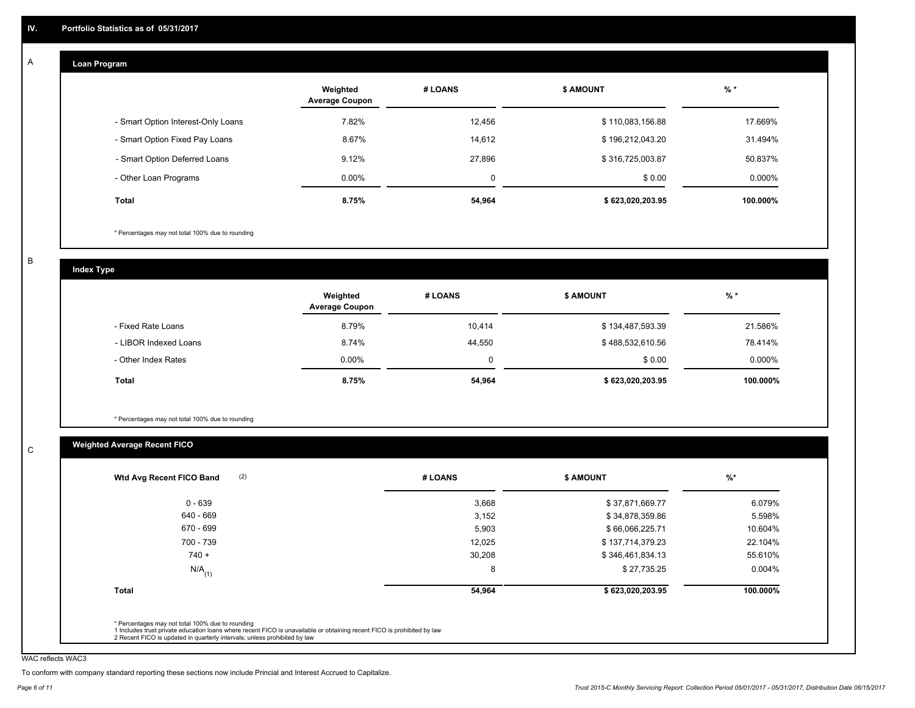# IV. Portfolio Statistics as of 05/31/2017

## A

### Loan Program

| | Weighted Average Coupon | # LOANS | $ AMOUNT | % * |
|---|---|---|---|---|
| - Smart Option Interest-Only Loans | 7.82% | 12,456 | $ 110,083,156.88 | 17.669% |
| - Smart Option Fixed Pay Loans | 8.67% | 14,612 | $ 196,212,043.20 | 31.494% |
| - Smart Option Deferred Loans | 9.12% | 27,896 | $ 316,725,003.87 | 50.837% |
| - Other Loan Programs | 0.00% | 0 | $ 0.00 | 0.000% |
| **Total** | **8.75%** | **54,964** | **$ 623,020,203.95** | **100.000%** |

* Percentages may not total 100% due to rounding

## B

### Index Type

| | Weighted Average Coupon | # LOANS | $ AMOUNT | % * |
|---|---|---|---|---|
| - Fixed Rate Loans | 8.79% | 10,414 | $ 134,487,593.39 | 21.586% |
| - LIBOR Indexed Loans | 8.74% | 44,550 | $ 488,532,610.56 | 78.414% |
| - Other Index Rates | 0.00% | 0 | $ 0.00 | 0.000% |
| **Total** | **8.75%** | **54,964** | **$ 623,020,203.95** | **100.000%** |

* Percentages may not total 100% due to rounding

## C

### Weighted Average Recent FICO

| Wtd Avg Recent FICO Band (2) | # LOANS | $ AMOUNT | %* |
|---|---|---|---|
| 0 - 639 | 3,668 | $ 37,871,669.77 | 6.079% |
| 640 - 669 | 3,152 | $ 34,878,359.86 | 5.598% |
| 670 - 699 | 5,903 | $ 66,066,225.71 | 10.604% |
| 700 - 739 | 12,025 | $ 137,714,379.23 | 22.104% |
| 740 + | 30,208 | $ 346,461,834.13 | 55.610% |
| N/A (1) | 8 | $ 27,735.25 | 0.004% |
| **Total** | **54,964** | **$ 623,020,203.95** | **100.000%** |

* Percentages may not total 100% due to rounding
1 Includes trust private education loans where recent FICO is unavailable or obtaining recent FICO is prohibited by law
2 Recent FICO is updated in quarterly intervals; unless prohibited by law

WAC reflects WAC3

To conform with company standard reporting these sections now include Princial and Interest Accrued to Capitalize.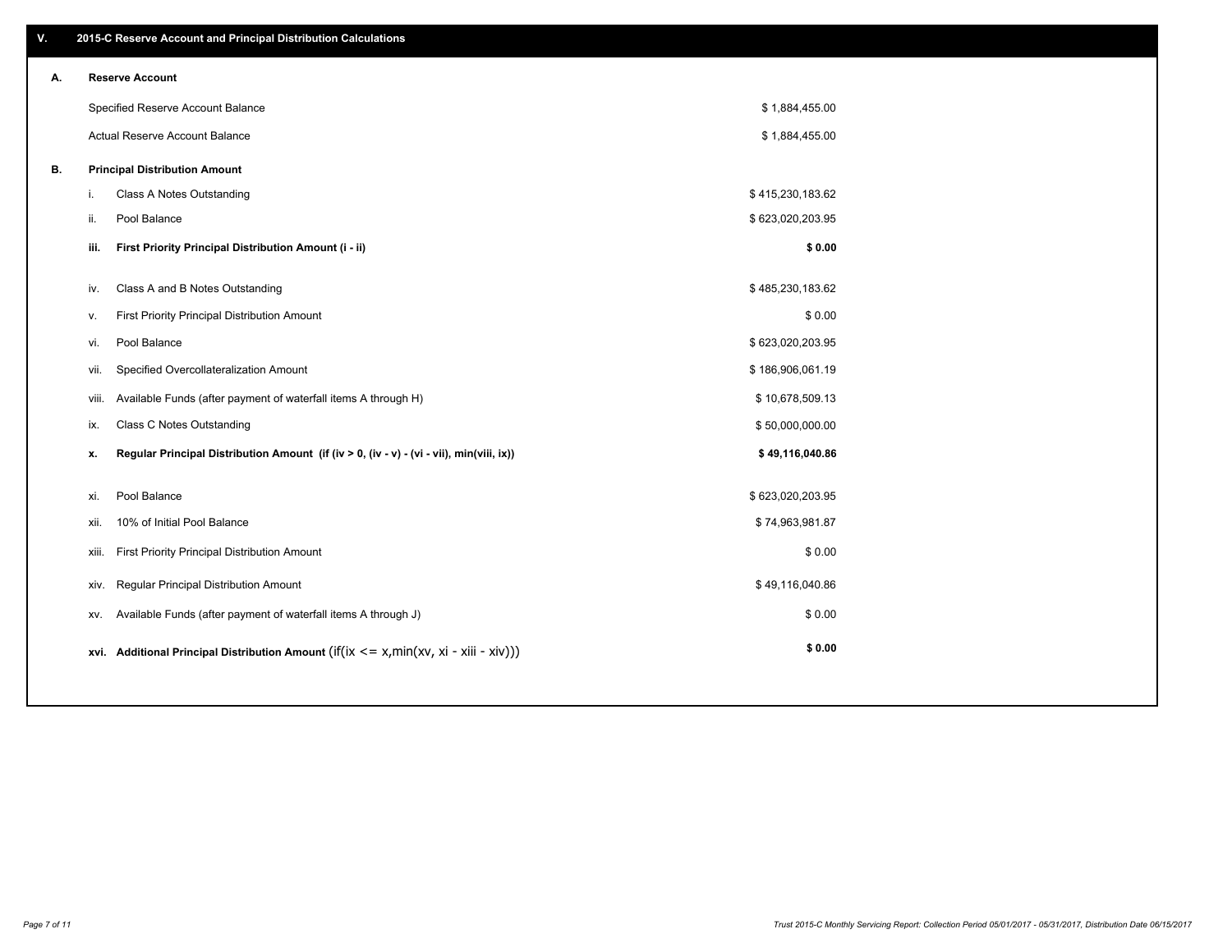## V. 2015-C Reserve Account and Principal Distribution Calculations

### A. Reserve Account

| | |
|---|---|
| Specified Reserve Account Balance | $ 1,884,455.00 |
| Actual Reserve Account Balance | $ 1,884,455.00 |

### B. Principal Distribution Amount

| | | |
|---|---|---|
| i. | Class A Notes Outstanding | $ 415,230,183.62 |
| ii. | Pool Balance | $ 623,020,203.95 |
| **iii.** | **First Priority Principal Distribution Amount (i - ii)** | **$ 0.00** |
| iv. | Class A and B Notes Outstanding | $ 485,230,183.62 |
| v. | First Priority Principal Distribution Amount | $ 0.00 |
| vi. | Pool Balance | $ 623,020,203.95 |
| vii. | Specified Overcollateralization Amount | $ 186,906,061.19 |
| viii. | Available Funds (after payment of waterfall items A through H) | $ 10,678,509.13 |
| ix. | Class C Notes Outstanding | $ 50,000,000.00 |
| **x.** | **Regular Principal Distribution Amount (if (iv > 0, (iv - v) - (vi - vii), min(viii, ix))** | **$ 49,116,040.86** |
| xi. | Pool Balance | $ 623,020,203.95 |
| xii. | 10% of Initial Pool Balance | $ 74,963,981.87 |
| xiii. | First Priority Principal Distribution Amount | $ 0.00 |
| xiv. | Regular Principal Distribution Amount | $ 49,116,040.86 |
| xv. | Available Funds (after payment of waterfall items A through J) | $ 0.00 |
| **xvi.** | **Additional Principal Distribution Amount** (if(ix <= x,min(xv, xi - xiii - xiv))) | **$ 0.00** |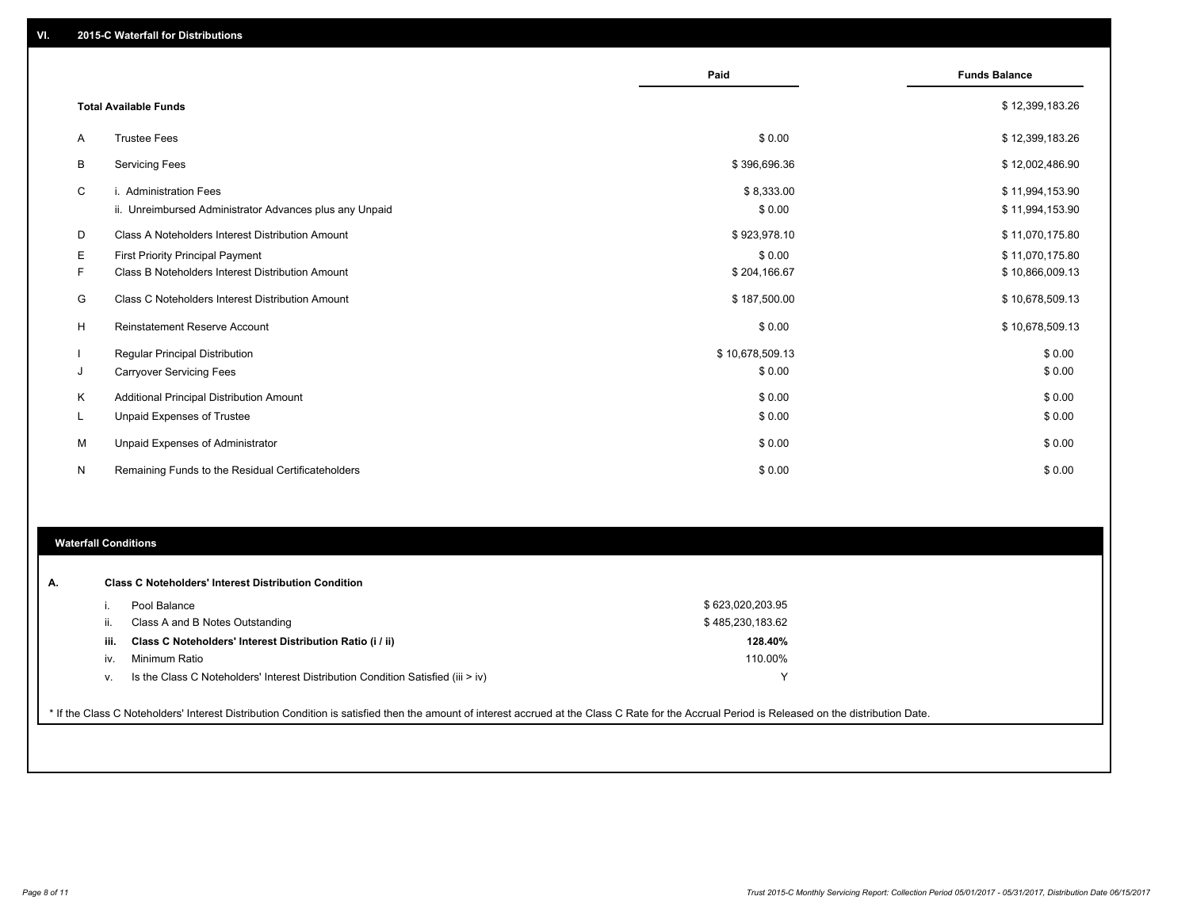## VI. 2015-C Waterfall for Distributions

| | | Paid | Funds Balance |
|---|---|---|---|
| **Total Available Funds** | | | $ 12,399,183.26 |
| A | Trustee Fees | $ 0.00 | $ 12,399,183.26 |
| B | Servicing Fees | $ 396,696.36 | $ 12,002,486.90 |
| C | i. Administration Fees | $ 8,333.00 | $ 11,994,153.90 |
| | ii. Unreimbursed Administrator Advances plus any Unpaid | $ 0.00 | $ 11,994,153.90 |
| D | Class A Noteholders Interest Distribution Amount | $ 923,978.10 | $ 11,070,175.80 |
| E | First Priority Principal Payment | $ 0.00 | $ 11,070,175.80 |
| F | Class B Noteholders Interest Distribution Amount | $ 204,166.67 | $ 10,866,009.13 |
| G | Class C Noteholders Interest Distribution Amount | $ 187,500.00 | $ 10,678,509.13 |
| H | Reinstatement Reserve Account | $ 0.00 | $ 10,678,509.13 |
| I | Regular Principal Distribution | $ 10,678,509.13 | $ 0.00 |
| J | Carryover Servicing Fees | $ 0.00 | $ 0.00 |
| K | Additional Principal Distribution Amount | $ 0.00 | $ 0.00 |
| L | Unpaid Expenses of Trustee | $ 0.00 | $ 0.00 |
| M | Unpaid Expenses of Administrator | $ 0.00 | $ 0.00 |
| N | Remaining Funds to the Residual Certificateholders | $ 0.00 | $ 0.00 |

## Waterfall Conditions

**A. Class C Noteholders' Interest Distribution Condition**

| | | |
|---|---|---|
| i. | Pool Balance | $ 623,020,203.95 |
| ii. | Class A and B Notes Outstanding | $ 485,230,183.62 |
| **iii.** | **Class C Noteholders' Interest Distribution Ratio (i / ii)** | **128.40%** |
| iv. | Minimum Ratio | 110.00% |
| v. | Is the Class C Noteholders' Interest Distribution Condition Satisfied (iii > iv) | Y |

* If the Class C Noteholders' Interest Distribution Condition is satisfied then the amount of interest accrued at the Class C Rate for the Accrual Period is Released on the distribution Date.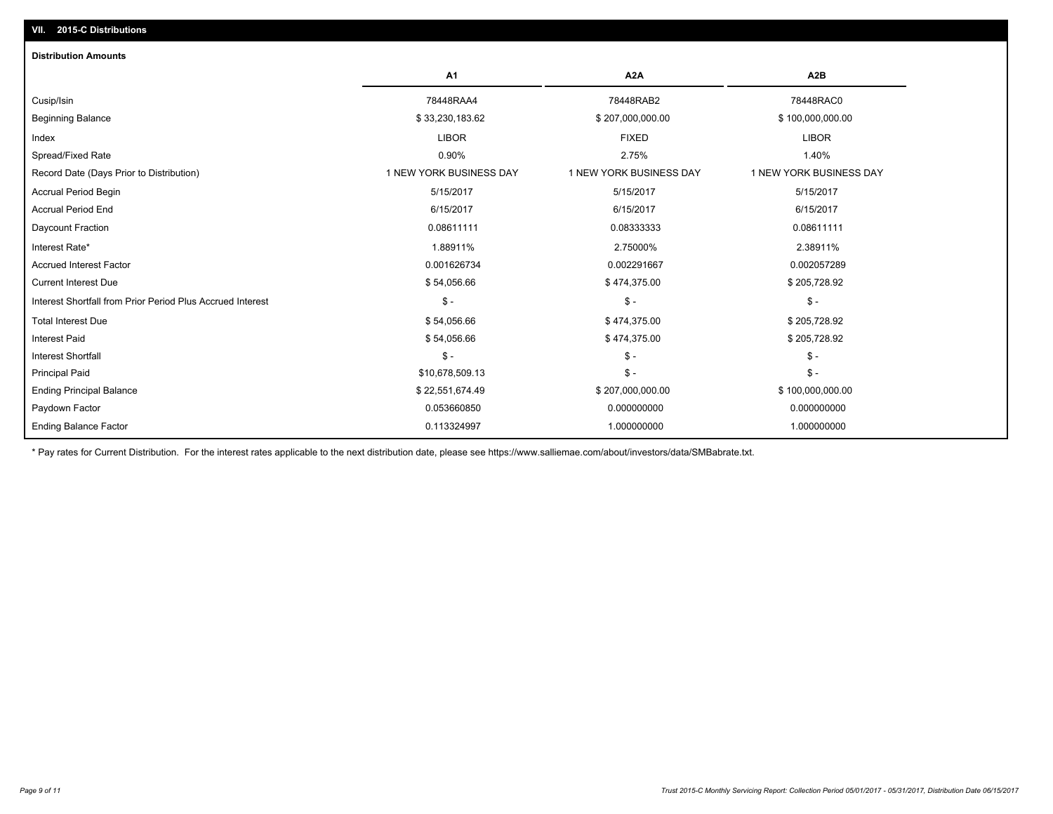## VII. 2015-C Distributions

### Distribution Amounts

| | A1 | A2A | A2B |
|---|---|---|---|
| Cusip/Isin | 78448RAA4 | 78448RAB2 | 78448RAC0 |
| Beginning Balance | $ 33,230,183.62 | $ 207,000,000.00 | $ 100,000,000.00 |
| Index | LIBOR | FIXED | LIBOR |
| Spread/Fixed Rate | 0.90% | 2.75% | 1.40% |
| Record Date (Days Prior to Distribution) | 1 NEW YORK BUSINESS DAY | 1 NEW YORK BUSINESS DAY | 1 NEW YORK BUSINESS DAY |
| Accrual Period Begin | 5/15/2017 | 5/15/2017 | 5/15/2017 |
| Accrual Period End | 6/15/2017 | 6/15/2017 | 6/15/2017 |
| Daycount Fraction | 0.08611111 | 0.08333333 | 0.08611111 |
| Interest Rate* | 1.88911% | 2.75000% | 2.38911% |
| Accrued Interest Factor | 0.001626734 | 0.002291667 | 0.002057289 |
| Current Interest Due | $ 54,056.66 | $ 474,375.00 | $ 205,728.92 |
| Interest Shortfall from Prior Period Plus Accrued Interest | $ - | $ - | $ - |
| Total Interest Due | $ 54,056.66 | $ 474,375.00 | $ 205,728.92 |
| Interest Paid | $ 54,056.66 | $ 474,375.00 | $ 205,728.92 |
| Interest Shortfall | $ - | $ - | $ - |
| Principal Paid | $10,678,509.13 | $ - | $ - |
| Ending Principal Balance | $ 22,551,674.49 | $ 207,000,000.00 | $ 100,000,000.00 |
| Paydown Factor | 0.053660850 | 0.000000000 | 0.000000000 |
| Ending Balance Factor | 0.113324997 | 1.000000000 | 1.000000000 |

* Pay rates for Current Distribution. For the interest rates applicable to the next distribution date, please see https://www.salliemae.com/about/investors/data/SMBabrate.txt.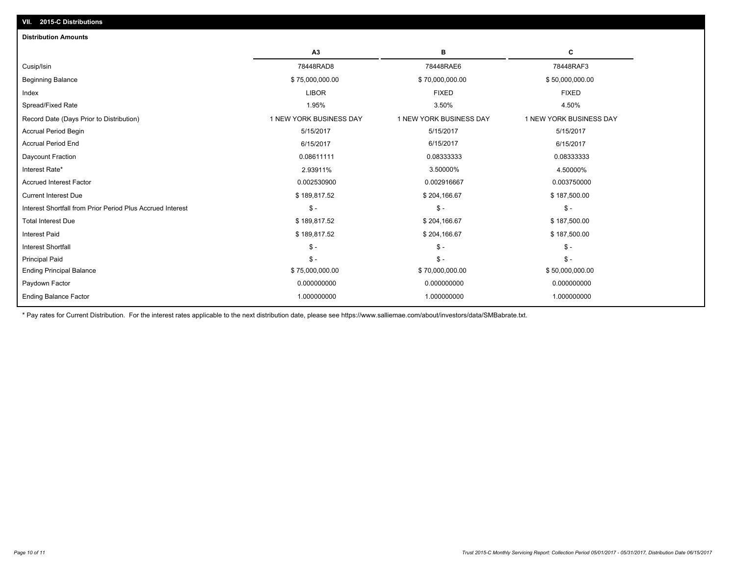## VII. 2015-C Distributions

### Distribution Amounts

| | A3 | B | C |
|---|---|---|---|
| Cusip/Isin | 78448RAD8 | 78448RAE6 | 78448RAF3 |
| Beginning Balance | $ 75,000,000.00 | $ 70,000,000.00 | $ 50,000,000.00 |
| Index | LIBOR | FIXED | FIXED |
| Spread/Fixed Rate | 1.95% | 3.50% | 4.50% |
| Record Date (Days Prior to Distribution) | 1 NEW YORK BUSINESS DAY | 1 NEW YORK BUSINESS DAY | 1 NEW YORK BUSINESS DAY |
| Accrual Period Begin | 5/15/2017 | 5/15/2017 | 5/15/2017 |
| Accrual Period End | 6/15/2017 | 6/15/2017 | 6/15/2017 |
| Daycount Fraction | 0.08611111 | 0.08333333 | 0.08333333 |
| Interest Rate* | 2.93911% | 3.50000% | 4.50000% |
| Accrued Interest Factor | 0.002530900 | 0.002916667 | 0.003750000 |
| Current Interest Due | $ 189,817.52 | $ 204,166.67 | $ 187,500.00 |
| Interest Shortfall from Prior Period Plus Accrued Interest | $ - | $ - | $ - |
| Total Interest Due | $ 189,817.52 | $ 204,166.67 | $ 187,500.00 |
| Interest Paid | $ 189,817.52 | $ 204,166.67 | $ 187,500.00 |
| Interest Shortfall | $ - | $ - | $ - |
| Principal Paid | $ - | $ - | $ - |
| Ending Principal Balance | $ 75,000,000.00 | $ 70,000,000.00 | $ 50,000,000.00 |
| Paydown Factor | 0.000000000 | 0.000000000 | 0.000000000 |
| Ending Balance Factor | 1.000000000 | 1.000000000 | 1.000000000 |

* Pay rates for Current Distribution. For the interest rates applicable to the next distribution date, please see https://www.salliemae.com/about/investors/data/SMBabrate.txt.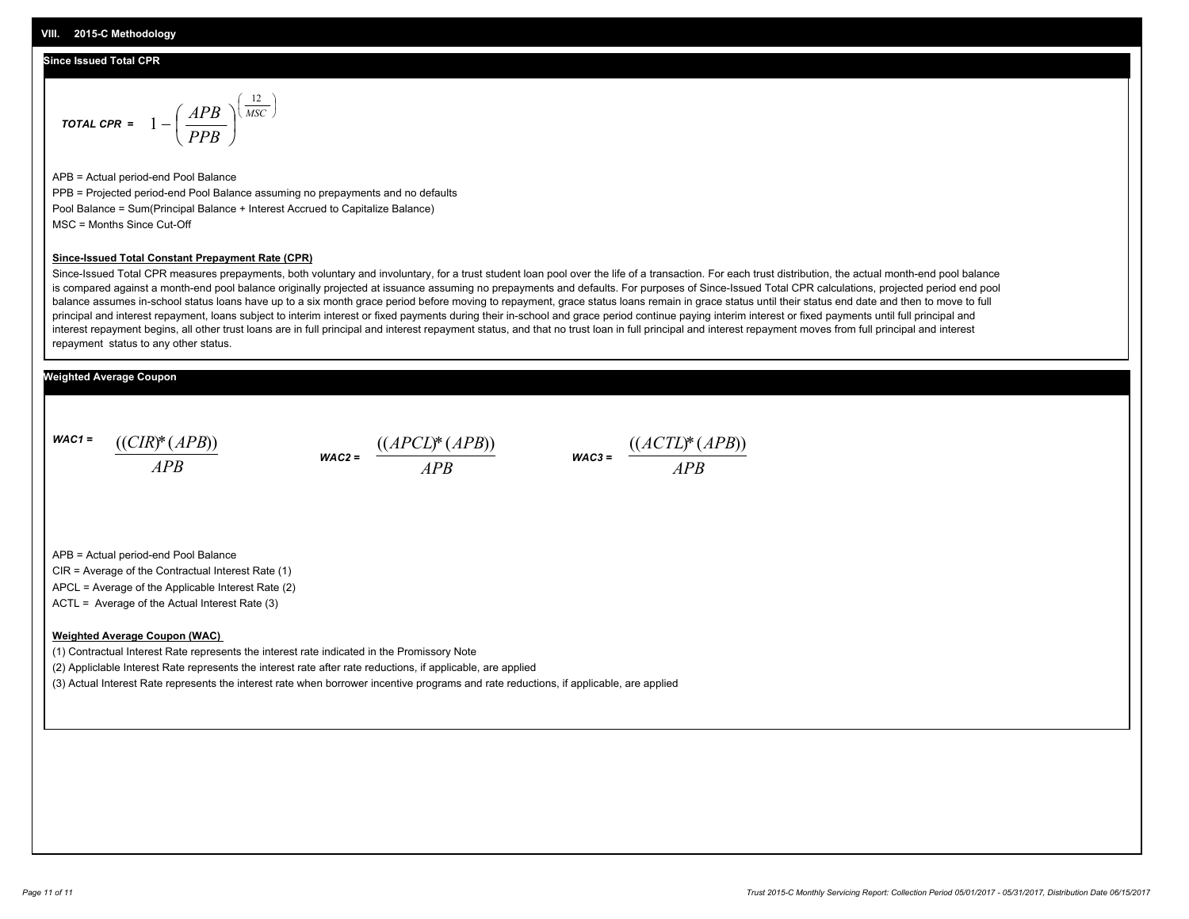## VIII. 2015-C Methodology

### Since Issued Total CPR

$$\textbf{TOTAL CPR} = 1 - \left( \frac{APB}{PPB} \right)^{\left( \frac{12}{MSC} \right)}$$

APB = Actual period-end Pool Balance

PPB = Projected period-end Pool Balance assuming no prepayments and no defaults

Pool Balance = Sum(Principal Balance + Interest Accrued to Capitalize Balance)

MSC = Months Since Cut-Off

**Since-Issued Total Constant Prepayment Rate (CPR)**

Since-Issued Total CPR measures prepayments, both voluntary and involuntary, for a trust student loan pool over the life of a transaction. For each trust distribution, the actual month-end pool balance is compared against a month-end pool balance originally projected at issuance assuming no prepayments and defaults. For purposes of Since-Issued Total CPR calculations, projected period end pool balance assumes in-school status loans have up to a six month grace period before moving to repayment, grace status loans remain in grace status until their status end date and then to move to full principal and interest repayment, loans subject to interim interest or fixed payments during their in-school and grace period continue paying interim interest or fixed payments until full principal and interest repayment begins, all other trust loans are in full principal and interest repayment status, and that no trust loan in full principal and interest repayment moves from full principal and interest repayment status to any other status.

### Weighted Average Coupon

$$\textbf{WAC1} = \frac{((CIR) * (APB))}{APB} \qquad \textbf{WAC2} = \frac{((APCL) * (APB))}{APB} \qquad \textbf{WAC3} = \frac{((ACTL) * (APB))}{APB}$$

APB = Actual period-end Pool Balance

CIR = Average of the Contractual Interest Rate (1)

APCL = Average of the Applicable Interest Rate (2)

ACTL = Average of the Actual Interest Rate (3)

**Weighted Average Coupon (WAC)**

(1) Contractual Interest Rate represents the interest rate indicated in the Promissory Note

(2) Appliclable Interest Rate represents the interest rate after rate reductions, if applicable, are applied

(3) Actual Interest Rate represents the interest rate when borrower incentive programs and rate reductions, if applicable, are applied